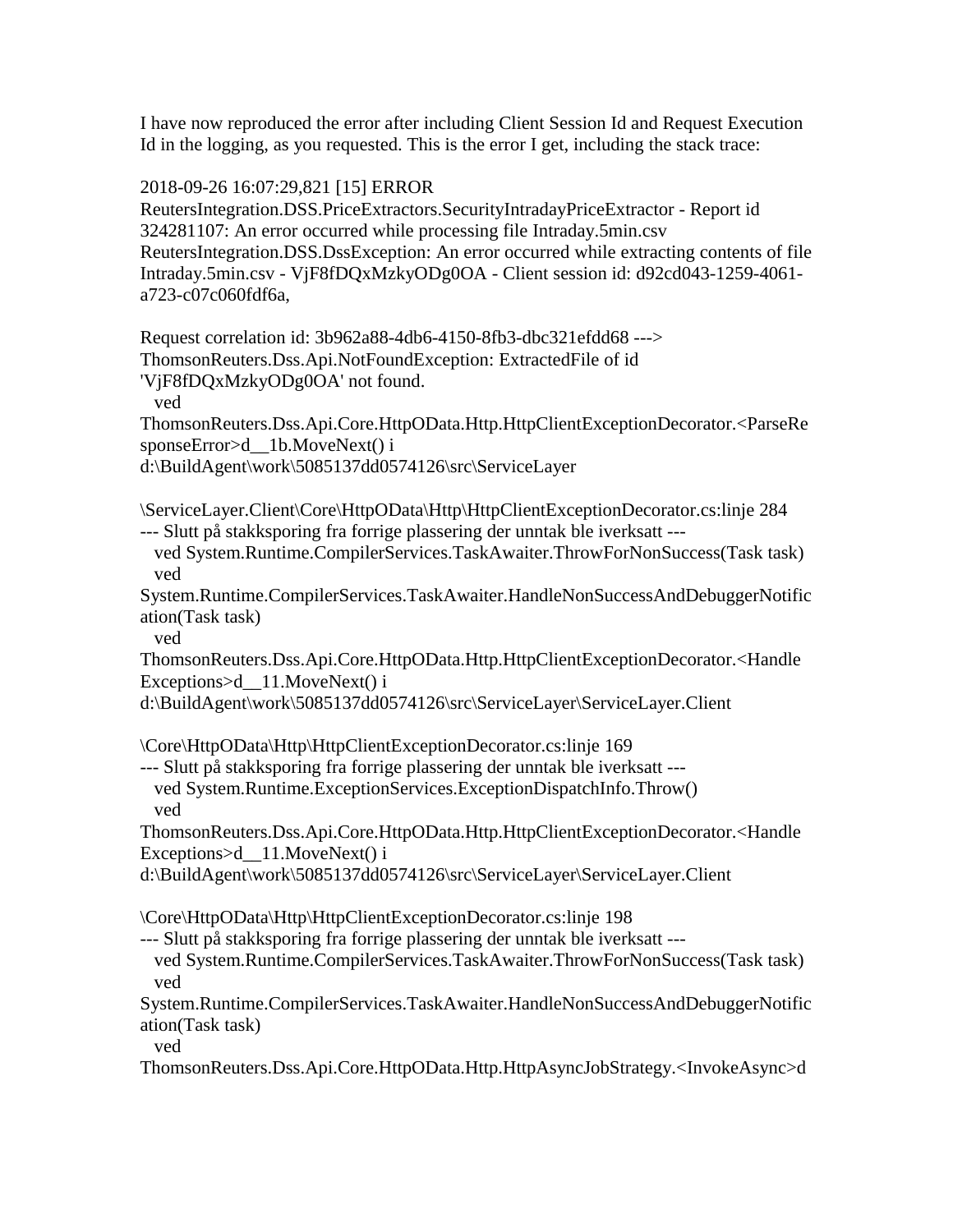I have now reproduced the error after including Client Session Id and Request Execution Id in the logging, as you requested. This is the error I get, including the stack trace:

2018-09-26 16:07:29,821 [15] ERROR ReutersIntegration.DSS.PriceExtractors.SecurityIntradayPriceExtractor - Report id 324281107: An error occurred while processing file Intraday.5min.csv
ReutersIntegration.DSS.DssException: An error occurred while extracting contents of file Intraday.5min.csv - VjF8fDQxMzkyODg0OA - Client session id: d92cd043-1259-4061-a723-c07c060fdf6a,

Request correlation id: 3b962a88-4db6-4150-8fb3-dbc321efdd68 ---> ThomsonReuters.Dss.Api.NotFoundException: ExtractedFile of id 'VjF8fDQxMzkyODg0OA' not found.
   ved ThomsonReuters.Dss.Api.Core.HttpOData.Http.HttpClientExceptionDecorator.<ParseResponseError>d__1b.MoveNext() i d:\BuildAgent\work\5085137dd0574126\src\ServiceLayer

\ServiceLayer.Client\Core\HttpOData\Http\HttpClientExceptionDecorator.cs:linje 284
--- Slutt på stakksporing fra forrige plassering der unntak ble iverksatt ---
   ved System.Runtime.CompilerServices.TaskAwaiter.ThrowForNonSuccess(Task task)
   ved System.Runtime.CompilerServices.TaskAwaiter.HandleNonSuccessAndDebuggerNotification(Task task)
   ved ThomsonReuters.Dss.Api.Core.HttpOData.Http.HttpClientExceptionDecorator.<HandleExceptions>d__11.MoveNext() i d:\BuildAgent\work\5085137dd0574126\src\ServiceLayer\ServiceLayer.Client

\Core\HttpOData\Http\HttpClientExceptionDecorator.cs:linje 169
--- Slutt på stakksporing fra forrige plassering der unntak ble iverksatt ---
   ved System.Runtime.ExceptionServices.ExceptionDispatchInfo.Throw()
   ved ThomsonReuters.Dss.Api.Core.HttpOData.Http.HttpClientExceptionDecorator.<HandleExceptions>d__11.MoveNext() i d:\BuildAgent\work\5085137dd0574126\src\ServiceLayer\ServiceLayer.Client

\Core\HttpOData\Http\HttpClientExceptionDecorator.cs:linje 198
--- Slutt på stakksporing fra forrige plassering der unntak ble iverksatt ---
   ved System.Runtime.CompilerServices.TaskAwaiter.ThrowForNonSuccess(Task task)
   ved System.Runtime.CompilerServices.TaskAwaiter.HandleNonSuccessAndDebuggerNotification(Task task)
   ved ThomsonReuters.Dss.Api.Core.HttpOData.Http.HttpAsyncJobStrategy.<InvokeAsync>d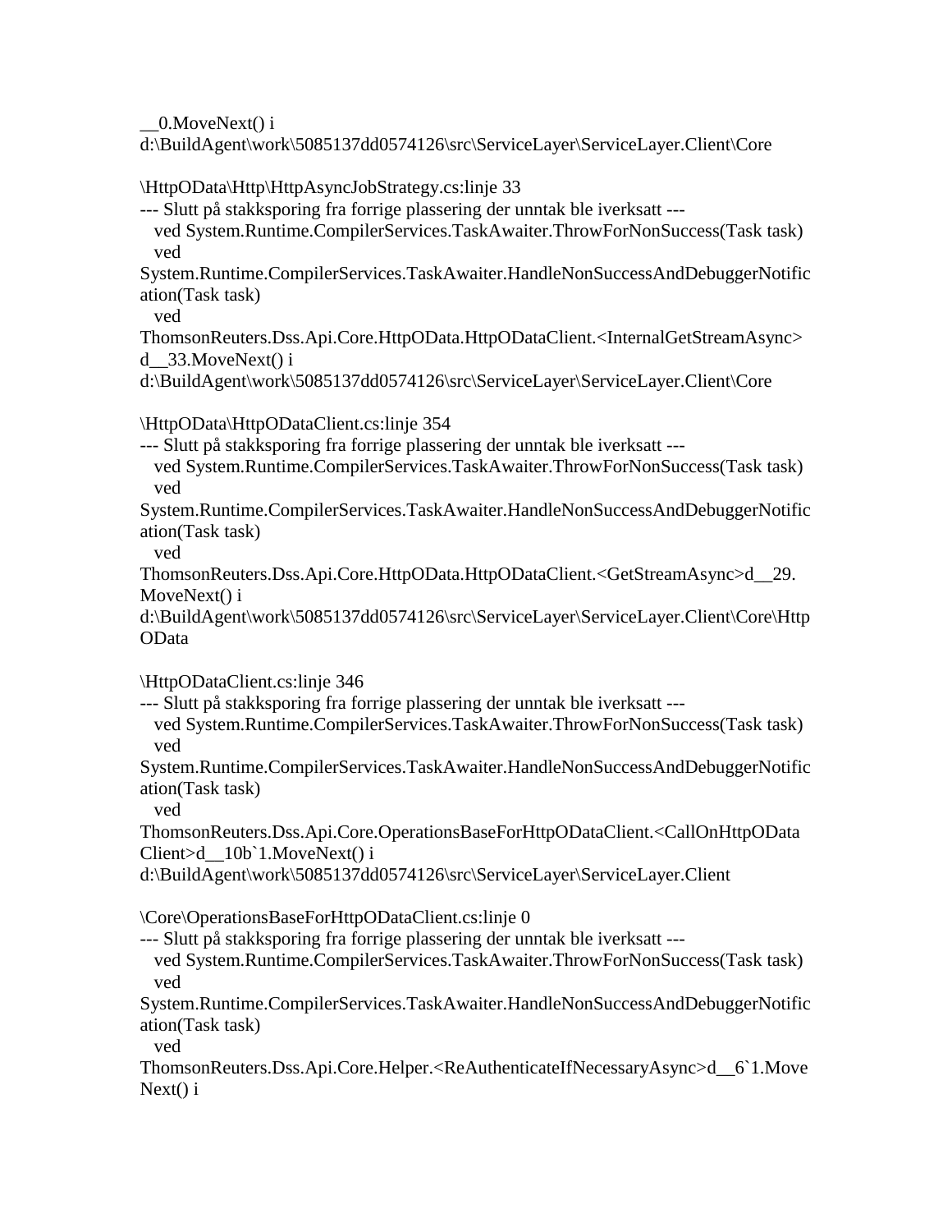__0.MoveNext() i
d:\BuildAgent\work\5085137dd0574126\src\ServiceLayer\ServiceLayer.Client\Core

\HttpOData\Http\HttpAsyncJobStrategy.cs:linje 33
--- Slutt på stakksporing fra forrige plassering der unntak ble iverksatt ---
   ved System.Runtime.CompilerServices.TaskAwaiter.ThrowForNonSuccess(Task task)
   ved
System.Runtime.CompilerServices.TaskAwaiter.HandleNonSuccessAndDebuggerNotification(Task task)
   ved
ThomsonReuters.Dss.Api.Core.HttpOData.HttpODataClient.<InternalGetStreamAsync>d__33.MoveNext() i
d:\BuildAgent\work\5085137dd0574126\src\ServiceLayer\ServiceLayer.Client\Core

\HttpOData\HttpODataClient.cs:linje 354
--- Slutt på stakksporing fra forrige plassering der unntak ble iverksatt ---
   ved System.Runtime.CompilerServices.TaskAwaiter.ThrowForNonSuccess(Task task)
   ved
System.Runtime.CompilerServices.TaskAwaiter.HandleNonSuccessAndDebuggerNotification(Task task)
   ved
ThomsonReuters.Dss.Api.Core.HttpOData.HttpODataClient.<GetStreamAsync>d__29.MoveNext() i
d:\BuildAgent\work\5085137dd0574126\src\ServiceLayer\ServiceLayer.Client\Core\HttpOData

\HttpODataClient.cs:linje 346
--- Slutt på stakksporing fra forrige plassering der unntak ble iverksatt ---
   ved System.Runtime.CompilerServices.TaskAwaiter.ThrowForNonSuccess(Task task)
   ved
System.Runtime.CompilerServices.TaskAwaiter.HandleNonSuccessAndDebuggerNotification(Task task)
   ved
ThomsonReuters.Dss.Api.Core.OperationsBaseForHttpODataClient.<CallOnHttpODataClient>d__10b`1.MoveNext() i
d:\BuildAgent\work\5085137dd0574126\src\ServiceLayer\ServiceLayer.Client

\Core\OperationsBaseForHttpODataClient.cs:linje 0
--- Slutt på stakksporing fra forrige plassering der unntak ble iverksatt ---
   ved System.Runtime.CompilerServices.TaskAwaiter.ThrowForNonSuccess(Task task)
   ved
System.Runtime.CompilerServices.TaskAwaiter.HandleNonSuccessAndDebuggerNotification(Task task)
   ved
ThomsonReuters.Dss.Api.Core.Helper.<ReAuthenticateIfNecessaryAsync>d__6`1.MoveNext() i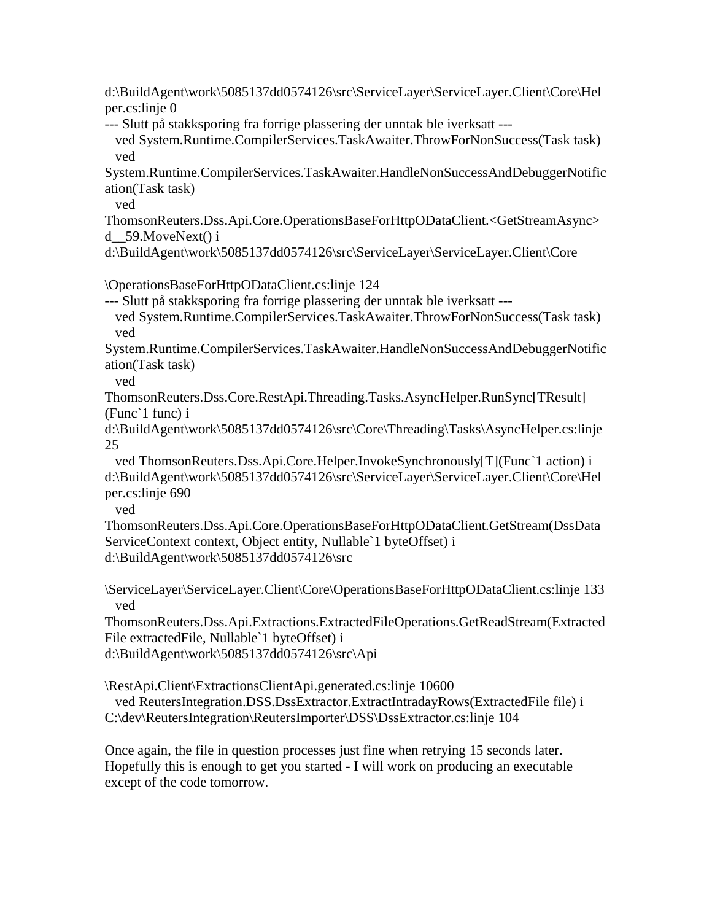d:\BuildAgent\work\5085137dd0574126\src\ServiceLayer\ServiceLayer.Client\Core\Helper.cs:linje 0
--- Slutt på stakksporing fra forrige plassering der unntak ble iverksatt ---
   ved System.Runtime.CompilerServices.TaskAwaiter.ThrowForNonSuccess(Task task)
   ved System.Runtime.CompilerServices.TaskAwaiter.HandleNonSuccessAndDebuggerNotification(Task task)
   ved ThomsonReuters.Dss.Api.Core.OperationsBaseForHttpODataClient.<GetStreamAsync>d__59.MoveNext() i d:\BuildAgent\work\5085137dd0574126\src\ServiceLayer\ServiceLayer.Client\Core

\OperationsBaseForHttpODataClient.cs:linje 124
--- Slutt på stakksporing fra forrige plassering der unntak ble iverksatt ---
   ved System.Runtime.CompilerServices.TaskAwaiter.ThrowForNonSuccess(Task task)
   ved System.Runtime.CompilerServices.TaskAwaiter.HandleNonSuccessAndDebuggerNotification(Task task)
   ved ThomsonReuters.Dss.Core.RestApi.Threading.Tasks.AsyncHelper.RunSync[TResult](Func`1 func) i d:\BuildAgent\work\5085137dd0574126\src\Core\Threading\Tasks\AsyncHelper.cs:linje 25
   ved ThomsonReuters.Dss.Api.Core.Helper.InvokeSynchronously[T](Func`1 action) i d:\BuildAgent\work\5085137dd0574126\src\ServiceLayer\ServiceLayer.Client\Core\Helper.cs:linje 690
   ved ThomsonReuters.Dss.Api.Core.OperationsBaseForHttpODataClient.GetStream(DssDataServiceContext context, Object entity, Nullable`1 byteOffset) i d:\BuildAgent\work\5085137dd0574126\src

\ServiceLayer\ServiceLayer.Client\Core\OperationsBaseForHttpODataClient.cs:linje 133
   ved ThomsonReuters.Dss.Api.Extractions.ExtractedFileOperations.GetReadStream(ExtractedFile extractedFile, Nullable`1 byteOffset) i d:\BuildAgent\work\5085137dd0574126\src\Api

\RestApi.Client\ExtractionsClientApi.generated.cs:linje 10600
   ved ReutersIntegration.DSS.DssExtractor.ExtractIntradayRows(ExtractedFile file) i C:\dev\ReutersIntegration\ReutersImporter\DSS\DssExtractor.cs:linje 104

Once again, the file in question processes just fine when retrying 15 seconds later. Hopefully this is enough to get you started - I will work on producing an executable except of the code tomorrow.